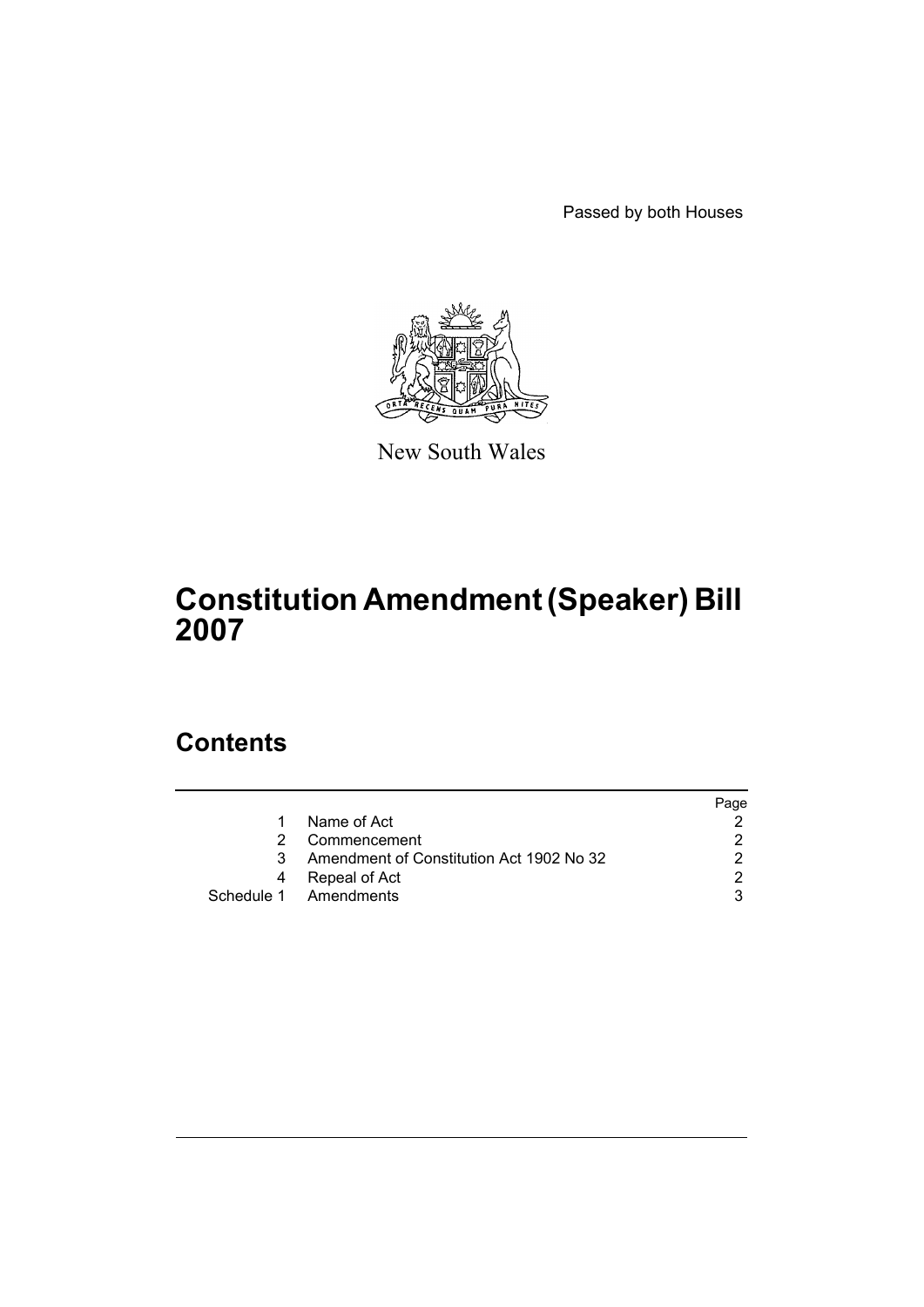Passed by both Houses

New South Wales

# Constitution Amendment (Speaker) Bill 2007

## Contents

| | | Page |
|---|---|---|
| 1 | Name of Act | 2 |
| 2 | Commencement | 2 |
| 3 | Amendment of Constitution Act 1902 No 32 | 2 |
| 4 | Repeal of Act | 2 |
| Schedule 1 | Amendments | 3 |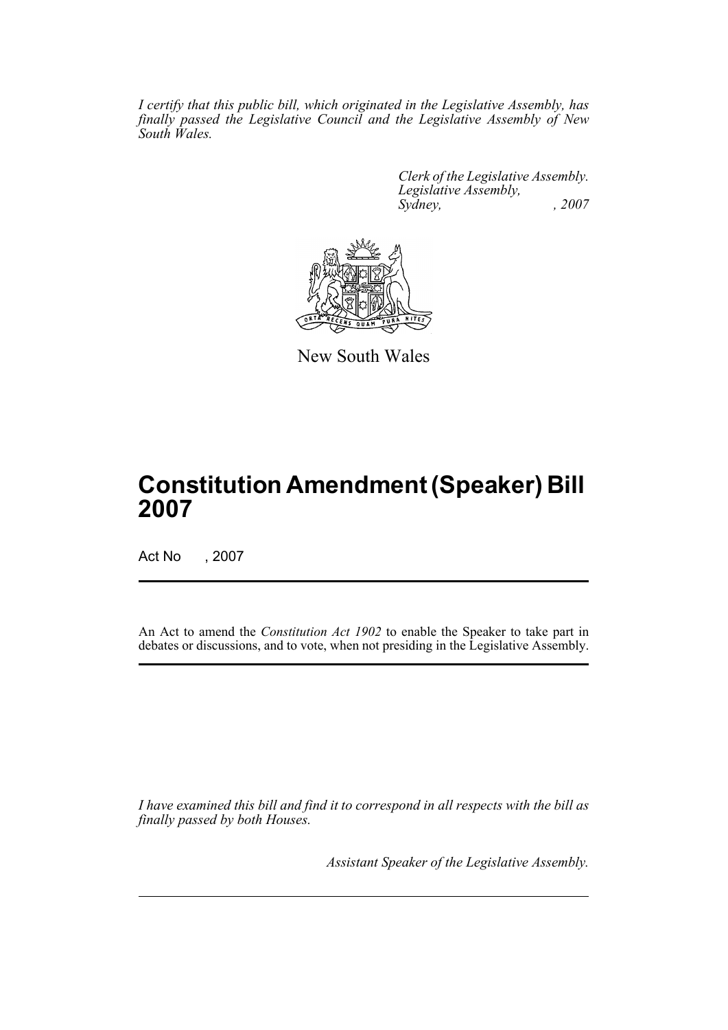*I certify that this public bill, which originated in the Legislative Assembly, has finally passed the Legislative Council and the Legislative Assembly of New South Wales.*

*Clerk of the Legislative Assembly.*
*Legislative Assembly,*
*Sydney, , 2007*

New South Wales

# Constitution Amendment (Speaker) Bill 2007

Act No , 2007

An Act to amend the *Constitution Act 1902* to enable the Speaker to take part in debates or discussions, and to vote, when not presiding in the Legislative Assembly.

*I have examined this bill and find it to correspond in all respects with the bill as finally passed by both Houses.*

*Assistant Speaker of the Legislative Assembly.*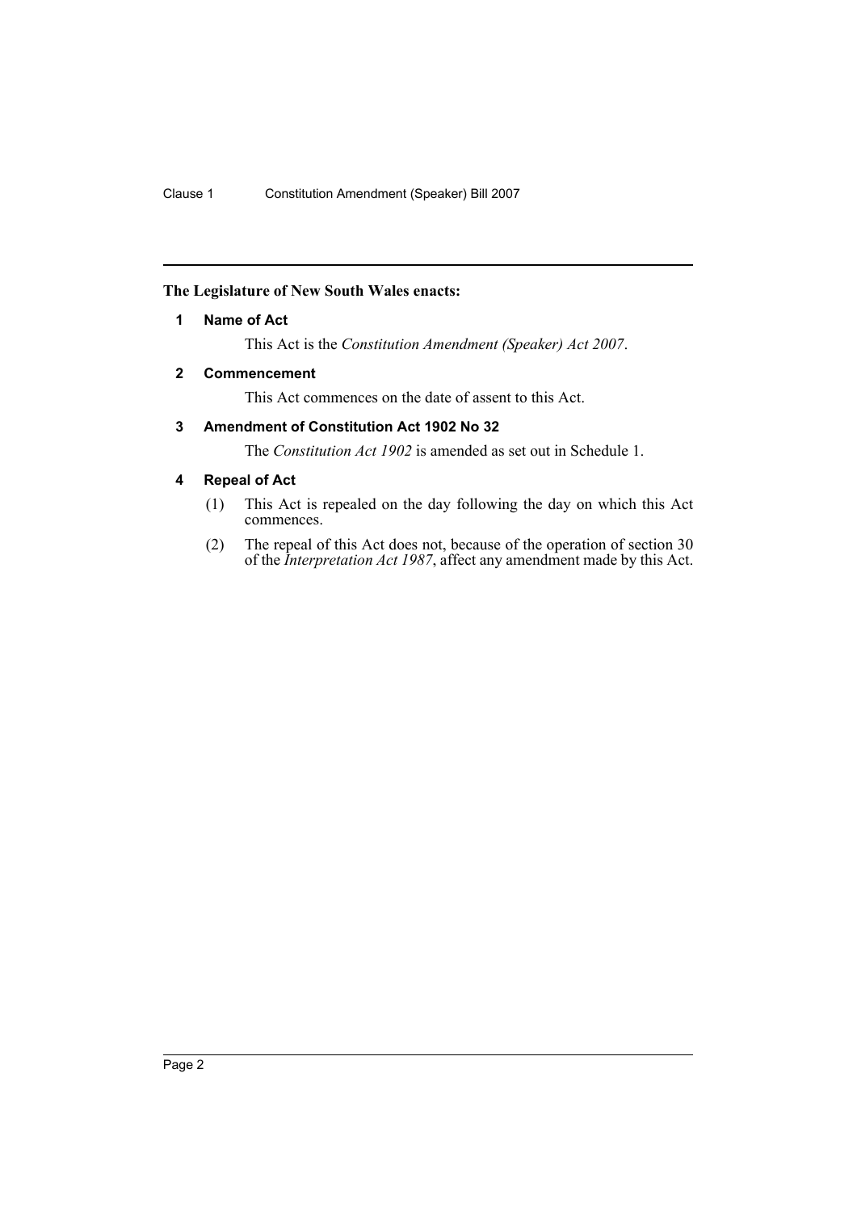**The Legislature of New South Wales enacts:**

### 1 Name of Act

This Act is the *Constitution Amendment (Speaker) Act 2007*.

### 2 Commencement

This Act commences on the date of assent to this Act.

### 3 Amendment of Constitution Act 1902 No 32

The *Constitution Act 1902* is amended as set out in Schedule 1.

### 4 Repeal of Act

(1) This Act is repealed on the day following the day on which this Act commences.

(2) The repeal of this Act does not, because of the operation of section 30 of the *Interpretation Act 1987*, affect any amendment made by this Act.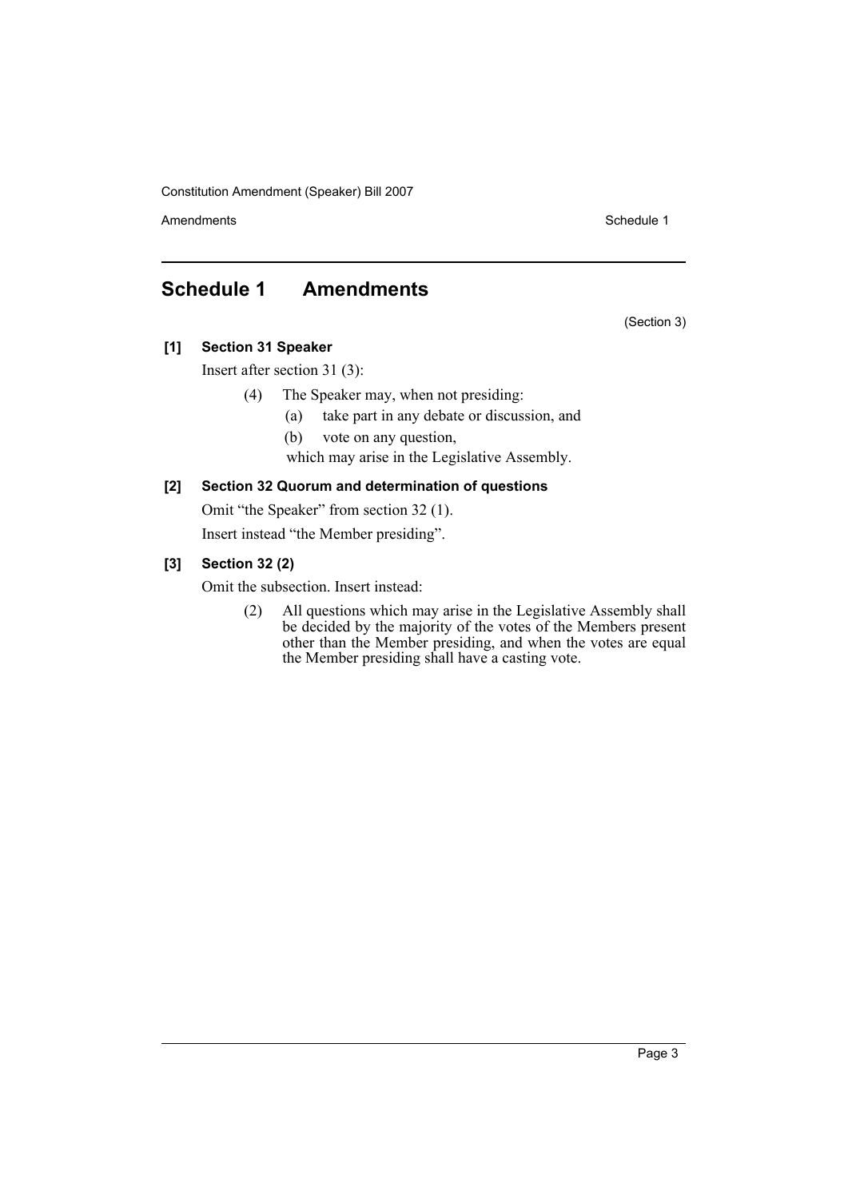## Schedule 1 Amendments

(Section 3)

**[1] Section 31 Speaker**

Insert after section 31 (3):

> (4) The Speaker may, when not presiding:
>
> (a) take part in any debate or discussion, and
>
> (b) vote on any question,
>
> which may arise in the Legislative Assembly.

**[2] Section 32 Quorum and determination of questions**

Omit "the Speaker" from section 32 (1).

Insert instead "the Member presiding".

**[3] Section 32 (2)**

Omit the subsection. Insert instead:

> (2) All questions which may arise in the Legislative Assembly shall be decided by the majority of the votes of the Members present other than the Member presiding, and when the votes are equal the Member presiding shall have a casting vote.